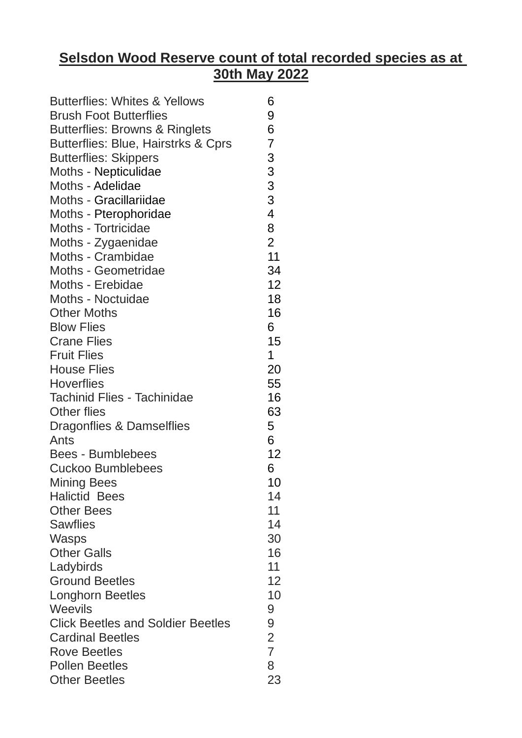# **Selsdon Wood Reserve count of total recorded species as at 30th May 2022**

| | |
|---|---|
| Butterflies: Whites & Yellows | 6 |
| Brush Foot Butterflies | 9 |
| Butterflies: Browns & Ringlets | 6 |
| Butterflies: Blue, Hairstrks & Cprs | 7 |
| Butterflies: Skippers | 3 |
| Moths - Nepticulidae | 3 |
| Moths - Adelidae | 3 |
| Moths - Gracillariidae | 3 |
| Moths - Pterophoridae | 4 |
| Moths - Tortricidae | 8 |
| Moths - Zygaenidae | 2 |
| Moths - Crambidae | 11 |
| Moths - Geometridae | 34 |
| Moths - Erebidae | 12 |
| Moths - Noctuidae | 18 |
| Other Moths | 16 |
| Blow Flies | 6 |
| Crane Flies | 15 |
| Fruit Flies | 1 |
| House Flies | 20 |
| Hoverflies | 55 |
| Tachinid Flies - Tachinidae | 16 |
| Other flies | 63 |
| Dragonflies & Damselflies | 5 |
| Ants | 6 |
| Bees - Bumblebees | 12 |
| Cuckoo Bumblebees | 6 |
| Mining Bees | 10 |
| Halictid Bees | 14 |
| Other Bees | 11 |
| Sawflies | 14 |
| Wasps | 30 |
| Other Galls | 16 |
| Ladybirds | 11 |
| Ground Beetles | 12 |
| Longhorn Beetles | 10 |
| Weevils | 9 |
| Click Beetles and Soldier Beetles | 9 |
| Cardinal Beetles | 2 |
| Rove Beetles | 7 |
| Pollen Beetles | 8 |
| Other Beetles | 23 |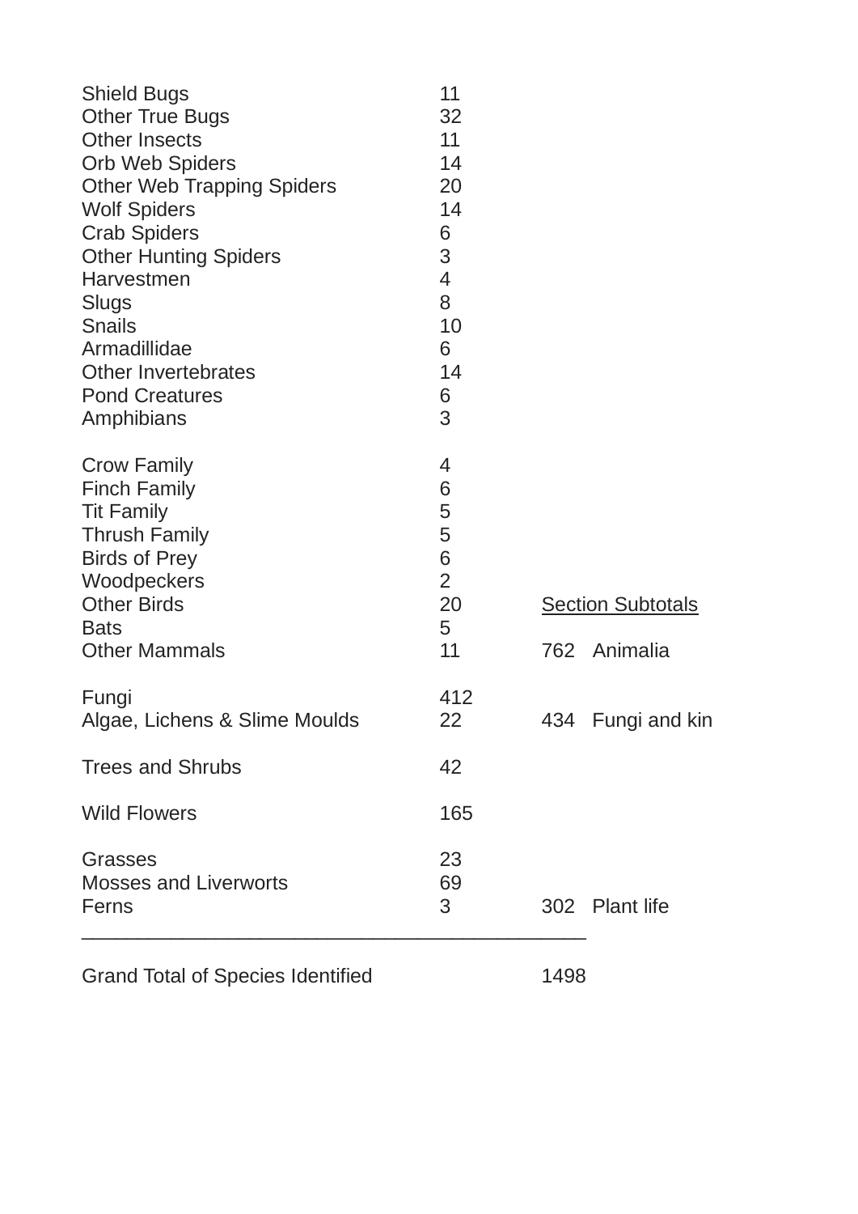| | | | |
|---|---|---|---|
| Shield Bugs | 11 | | |
| Other True Bugs | 32 | | |
| Other Insects | 11 | | |
| Orb Web Spiders | 14 | | |
| Other Web Trapping Spiders | 20 | | |
| Wolf Spiders | 14 | | |
| Crab Spiders | 6 | | |
| Other Hunting Spiders | 3 | | |
| Harvestmen | 4 | | |
| Slugs | 8 | | |
| Snails | 10 | | |
| Armadillidae | 6 | | |
| Other Invertebrates | 14 | | |
| Pond Creatures | 6 | | |
| Amphibians | 3 | | |
| | | | |
| Crow Family | 4 | | |
| Finch Family | 6 | | |
| Tit Family | 5 | | |
| Thrush Family | 5 | | |
| Birds of Prey | 6 | | |
| Woodpeckers | 2 | | |
| Other Birds | 20 | Section Subtotals | |
| Bats | 5 | | |
| Other Mammals | 11 | 762 | Animalia |
| | | | |
| Fungi | 412 | | |
| Algae, Lichens & Slime Moulds | 22 | 434 | Fungi and kin |
| | | | |
| Trees and Shrubs | 42 | | |
| | | | |
| Wild Flowers | 165 | | |
| | | | |
| Grasses | 23 | | |
| Mosses and Liverworts | 69 | | |
| Ferns | 3 | 302 | Plant life |
| | | | |
| Grand Total of Species Identified | | 1498 | |